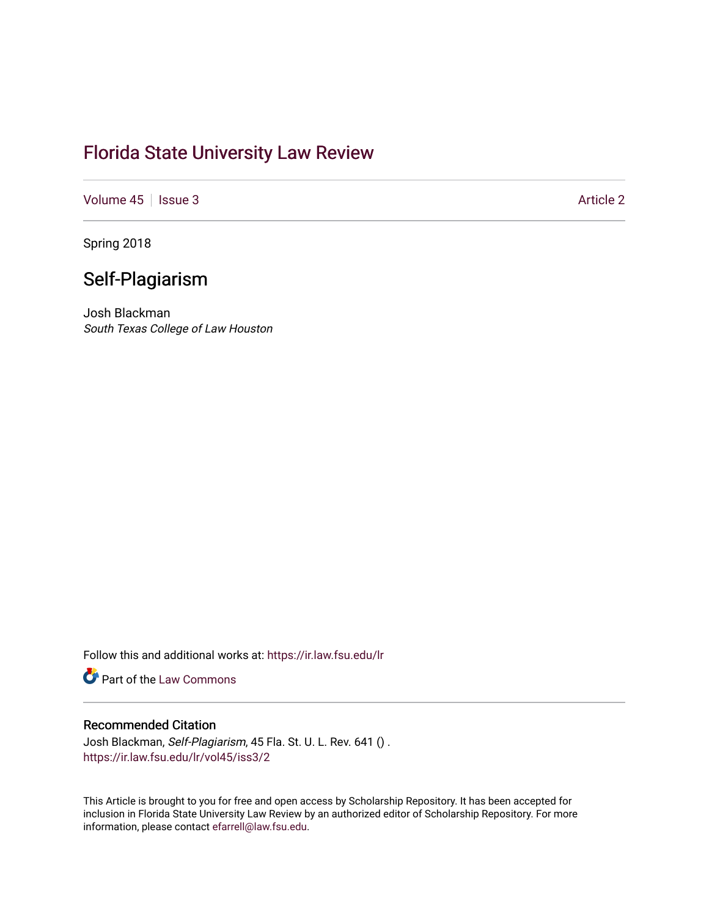# Florida State University Law Review

Volume 45 | Issue 3 | Article 2

Spring 2018

## Self-Plagiarism

Josh Blackman
*South Texas College of Law Houston*

Follow this and additional works at: https://ir.law.fsu.edu/lr

Part of the Law Commons

### Recommended Citation

Josh Blackman, *Self-Plagiarism*, 45 Fla. St. U. L. Rev. 641 () .
https://ir.law.fsu.edu/lr/vol45/iss3/2

This Article is brought to you for free and open access by Scholarship Repository. It has been accepted for inclusion in Florida State University Law Review by an authorized editor of Scholarship Repository. For more information, please contact efarrell@law.fsu.edu.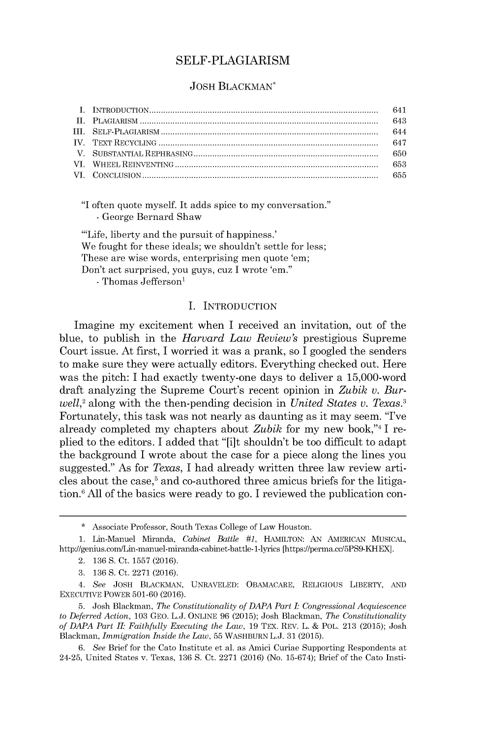# SELF-PLAGIARISM

JOSH BLACKMAN*

| | | |
|---|---|---|
| I. | INTRODUCTION | 641 |
| II. | PLAGIARISM | 643 |
| III. | SELF-PLAGIARISM | 644 |
| IV. | TEXT RECYCLING | 647 |
| V. | SUBSTANTIAL REPHRASING | 650 |
| VI. | WHEEL REINVENTING | 653 |
| VI. | CONCLUSION | 655 |

"I often quote myself. It adds spice to my conversation."
- George Bernard Shaw

"'Life, liberty and the pursuit of happiness.'
We fought for these ideals; we shouldn't settle for less;
These are wise words, enterprising men quote 'em;
Don't act surprised, you guys, cuz I wrote 'em."
- Thomas Jefferson[1]

## I. INTRODUCTION

Imagine my excitement when I received an invitation, out of the blue, to publish in the *Harvard Law Review's* prestigious Supreme Court issue. At first, I worried it was a prank, so I googled the senders to make sure they were actually editors. Everything checked out. Here was the pitch: I had exactly twenty-one days to deliver a 15,000-word draft analyzing the Supreme Court's recent opinion in *Zubik v. Burwell*,[2] along with the then-pending decision in *United States v. Texas*.[3] Fortunately, this task was not nearly as daunting as it may seem. "I've already completed my chapters about *Zubik* for my new book,"[4] I replied to the editors. I added that "[i]t shouldn't be too difficult to adapt the background I wrote about the case for a piece along the lines you suggested." As for *Texas*, I had already written three law review articles about the case,[5] and co-authored three amicus briefs for the litigation.[6] All of the basics were ready to go. I reviewed the publication con-

---

\* Associate Professor, South Texas College of Law Houston.

1. Lin-Manuel Miranda, *Cabinet Battle #1*, HAMILTON: AN AMERICAN MUSICAL, http://genius.com/Lin-manuel-miranda-cabinet-battle-1-lyrics [https://perma.cc/5PS9-KHEX].

2. 136 S. Ct. 1557 (2016).

3. 136 S. Ct. 2271 (2016).

4. *See* JOSH BLACKMAN, UNRAVELED: OBAMACARE, RELIGIOUS LIBERTY, AND EXECUTIVE POWER 501-60 (2016).

5. Josh Blackman, *The Constitutionality of DAPA Part I: Congressional Acquiescence to Deferred Action*, 103 GEO. L.J. ONLINE 96 (2015); Josh Blackman, *The Constitutionality of DAPA Part II: Faithfully Executing the Law*, 19 TEX. REV. L. & POL. 213 (2015); Josh Blackman, *Immigration Inside the Law*, 55 WASHBURN L.J. 31 (2015).

6. *See* Brief for the Cato Institute et al. as Amici Curiae Supporting Respondents at 24-25, United States v. Texas, 136 S. Ct. 2271 (2016) (No. 15-674); Brief of the Cato Insti-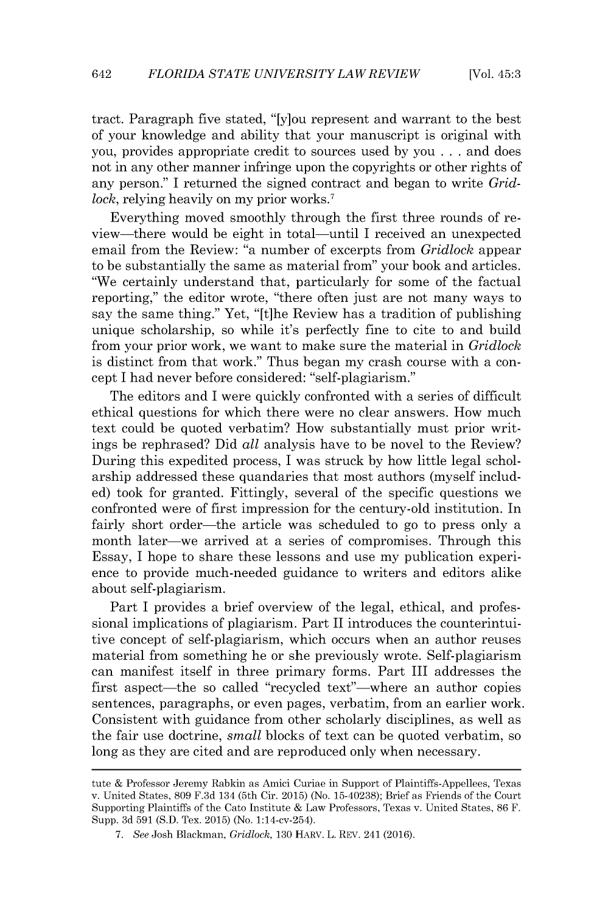tract. Paragraph five stated, "[y]ou represent and warrant to the best of your knowledge and ability that your manuscript is original with you, provides appropriate credit to sources used by you . . . and does not in any other manner infringe upon the copyrights or other rights of any person." I returned the signed contract and began to write *Gridlock*, relying heavily on my prior works.[7]

Everything moved smoothly through the first three rounds of review—there would be eight in total—until I received an unexpected email from the Review: "a number of excerpts from *Gridlock* appear to be substantially the same as material from" your book and articles. "We certainly understand that, particularly for some of the factual reporting," the editor wrote, "there often just are not many ways to say the same thing." Yet, "[t]he Review has a tradition of publishing unique scholarship, so while it's perfectly fine to cite to and build from your prior work, we want to make sure the material in *Gridlock* is distinct from that work." Thus began my crash course with a concept I had never before considered: "self-plagiarism."

The editors and I were quickly confronted with a series of difficult ethical questions for which there were no clear answers. How much text could be quoted verbatim? How substantially must prior writings be rephrased? Did *all* analysis have to be novel to the Review? During this expedited process, I was struck by how little legal scholarship addressed these quandaries that most authors (myself included) took for granted. Fittingly, several of the specific questions we confronted were of first impression for the century-old institution. In fairly short order—the article was scheduled to go to press only a month later—we arrived at a series of compromises. Through this Essay, I hope to share these lessons and use my publication experience to provide much-needed guidance to writers and editors alike about self-plagiarism.

Part I provides a brief overview of the legal, ethical, and professional implications of plagiarism. Part II introduces the counterintuitive concept of self-plagiarism, which occurs when an author reuses material from something he or she previously wrote. Self-plagiarism can manifest itself in three primary forms. Part III addresses the first aspect—the so called "recycled text"—where an author copies sentences, paragraphs, or even pages, verbatim, from an earlier work. Consistent with guidance from other scholarly disciplines, as well as the fair use doctrine, *small* blocks of text can be quoted verbatim, so long as they are cited and are reproduced only when necessary.

---

tute & Professor Jeremy Rabkin as Amici Curiae in Support of Plaintiffs-Appellees, Texas v. United States, 809 F.3d 134 (5th Cir. 2015) (No. 15-40238); Brief as Friends of the Court Supporting Plaintiffs of the Cato Institute & Law Professors, Texas v. United States, 86 F. Supp. 3d 591 (S.D. Tex. 2015) (No. 1:14-cv-254).

7. *See* Josh Blackman, *Gridlock*, 130 HARV. L. REV. 241 (2016).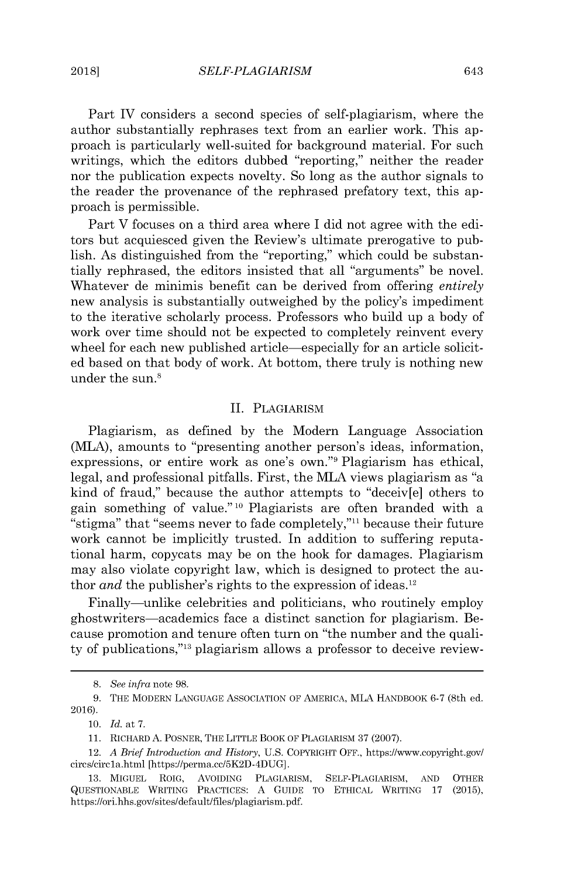Part IV considers a second species of self-plagiarism, where the author substantially rephrases text from an earlier work. This approach is particularly well-suited for background material. For such writings, which the editors dubbed "reporting," neither the reader nor the publication expects novelty. So long as the author signals to the reader the provenance of the rephrased prefatory text, this approach is permissible.

Part V focuses on a third area where I did not agree with the editors but acquiesced given the Review's ultimate prerogative to publish. As distinguished from the "reporting," which could be substantially rephrased, the editors insisted that all "arguments" be novel. Whatever de minimis benefit can be derived from offering *entirely* new analysis is substantially outweighed by the policy's impediment to the iterative scholarly process. Professors who build up a body of work over time should not be expected to completely reinvent every wheel for each new published article—especially for an article solicited based on that body of work. At bottom, there truly is nothing new under the sun.[8]

## II. Plagiarism

Plagiarism, as defined by the Modern Language Association (MLA), amounts to "presenting another person's ideas, information, expressions, or entire work as one's own."[9] Plagiarism has ethical, legal, and professional pitfalls. First, the MLA views plagiarism as "a kind of fraud," because the author attempts to "deceiv[e] others to gain something of value."[10] Plagiarists are often branded with a "stigma" that "seems never to fade completely,"[11] because their future work cannot be implicitly trusted. In addition to suffering reputational harm, copycats may be on the hook for damages. Plagiarism may also violate copyright law, which is designed to protect the author *and* the publisher's rights to the expression of ideas.[12]

Finally—unlike celebrities and politicians, who routinely employ ghostwriters—academics face a distinct sanction for plagiarism. Because promotion and tenure often turn on "the number and the quality of publications,"[13] plagiarism allows a professor to deceive review-

---

8. *See infra* note 98.

9. The Modern Language Association of America, MLA Handbook 6-7 (8th ed. 2016).

10. *Id.* at 7.

11. Richard A. Posner, The Little Book of Plagiarism 37 (2007).

12. *A Brief Introduction and History*, U.S. Copyright Off., https://www.copyright.gov/circs/circ1a.html [https://perma.cc/5K2D-4DUG].

13. Miguel Roig, Avoiding Plagiarism, Self-Plagiarism, and Other Questionable Writing Practices: A Guide to Ethical Writing 17 (2015), https://ori.hhs.gov/sites/default/files/plagiarism.pdf.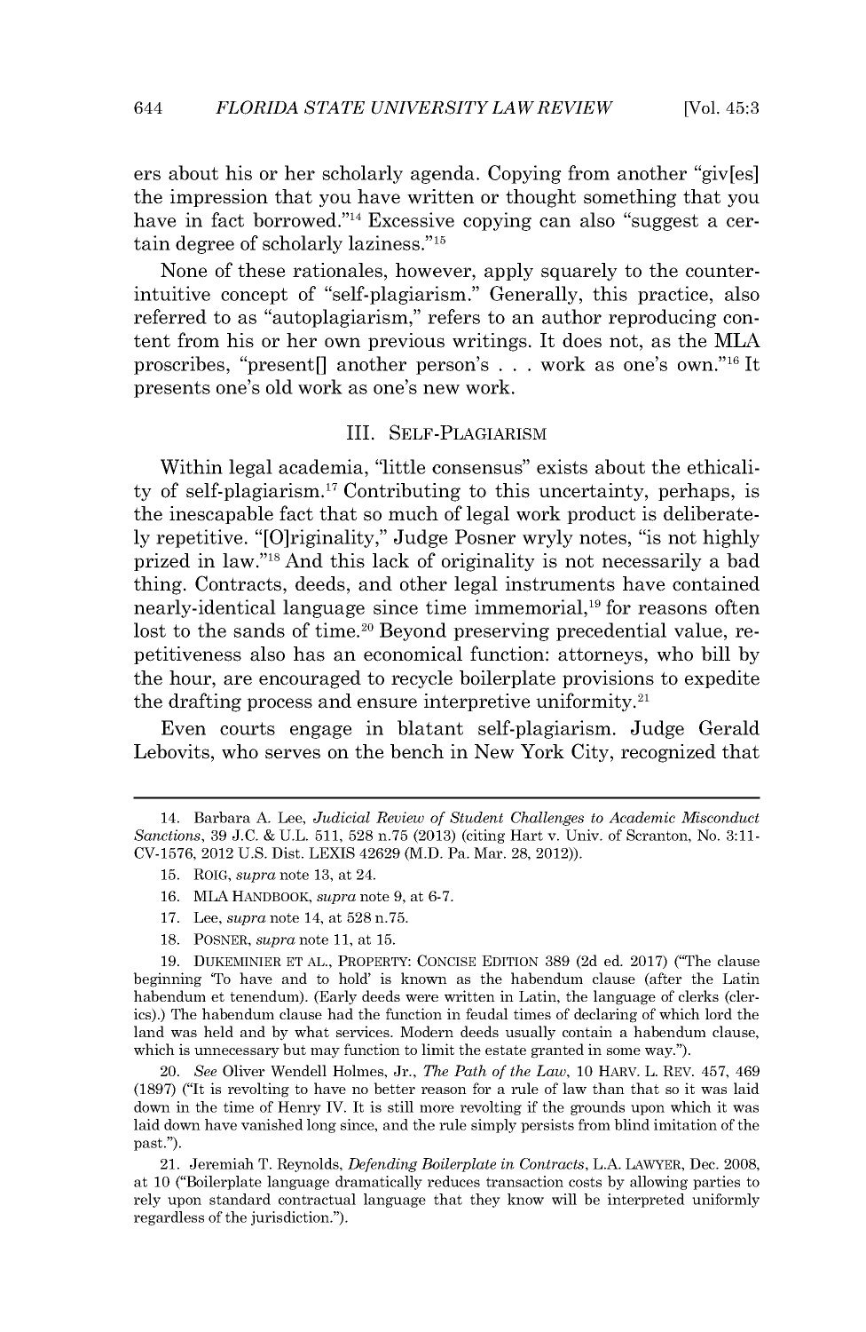ers about his or her scholarly agenda. Copying from another "giv[es] the impression that you have written or thought something that you have in fact borrowed."[14] Excessive copying can also "suggest a certain degree of scholarly laziness."[15]

None of these rationales, however, apply squarely to the counterintuitive concept of "self-plagiarism." Generally, this practice, also referred to as "autoplagiarism," refers to an author reproducing content from his or her own previous writings. It does not, as the MLA proscribes, "present[] another person's . . . work as one's own."[16] It presents one's old work as one's new work.

## III. SELF-PLAGIARISM

Within legal academia, "little consensus" exists about the ethicality of self-plagiarism.[17] Contributing to this uncertainty, perhaps, is the inescapable fact that so much of legal work product is deliberately repetitive. "[O]riginality," Judge Posner wryly notes, "is not highly prized in law."[18] And this lack of originality is not necessarily a bad thing. Contracts, deeds, and other legal instruments have contained nearly-identical language since time immemorial,[19] for reasons often lost to the sands of time.[20] Beyond preserving precedential value, repetitiveness also has an economical function: attorneys, who bill by the hour, are encouraged to recycle boilerplate provisions to expedite the drafting process and ensure interpretive uniformity.[21]

Even courts engage in blatant self-plagiarism. Judge Gerald Lebovits, who serves on the bench in New York City, recognized that

---

14. Barbara A. Lee, *Judicial Review of Student Challenges to Academic Misconduct Sanctions*, 39 J.C. & U.L. 511, 528 n.75 (2013) (citing Hart v. Univ. of Scranton, No. 3:11-CV-1576, 2012 U.S. Dist. LEXIS 42629 (M.D. Pa. Mar. 28, 2012)).

15. ROIG, *supra* note 13, at 24.

16. MLA HANDBOOK, *supra* note 9, at 6-7.

17. Lee, *supra* note 14, at 528 n.75.

18. POSNER, *supra* note 11, at 15.

19. DUKEMINIER ET AL., PROPERTY: CONCISE EDITION 389 (2d ed. 2017) ("The clause beginning 'To have and to hold' is known as the habendum clause (after the Latin habendum et tenendum). (Early deeds were written in Latin, the language of clerks (clerics).) The habendum clause had the function in feudal times of declaring of which lord the land was held and by what services. Modern deeds usually contain a habendum clause, which is unnecessary but may function to limit the estate granted in some way.").

20. *See* Oliver Wendell Holmes, Jr., *The Path of the Law*, 10 HARV. L. REV. 457, 469 (1897) ("It is revolting to have no better reason for a rule of law than that so it was laid down in the time of Henry IV. It is still more revolting if the grounds upon which it was laid down have vanished long since, and the rule simply persists from blind imitation of the past.").

21. Jeremiah T. Reynolds, *Defending Boilerplate in Contracts*, L.A. LAWYER, Dec. 2008, at 10 ("Boilerplate language dramatically reduces transaction costs by allowing parties to rely upon standard contractual language that they know will be interpreted uniformly regardless of the jurisdiction.").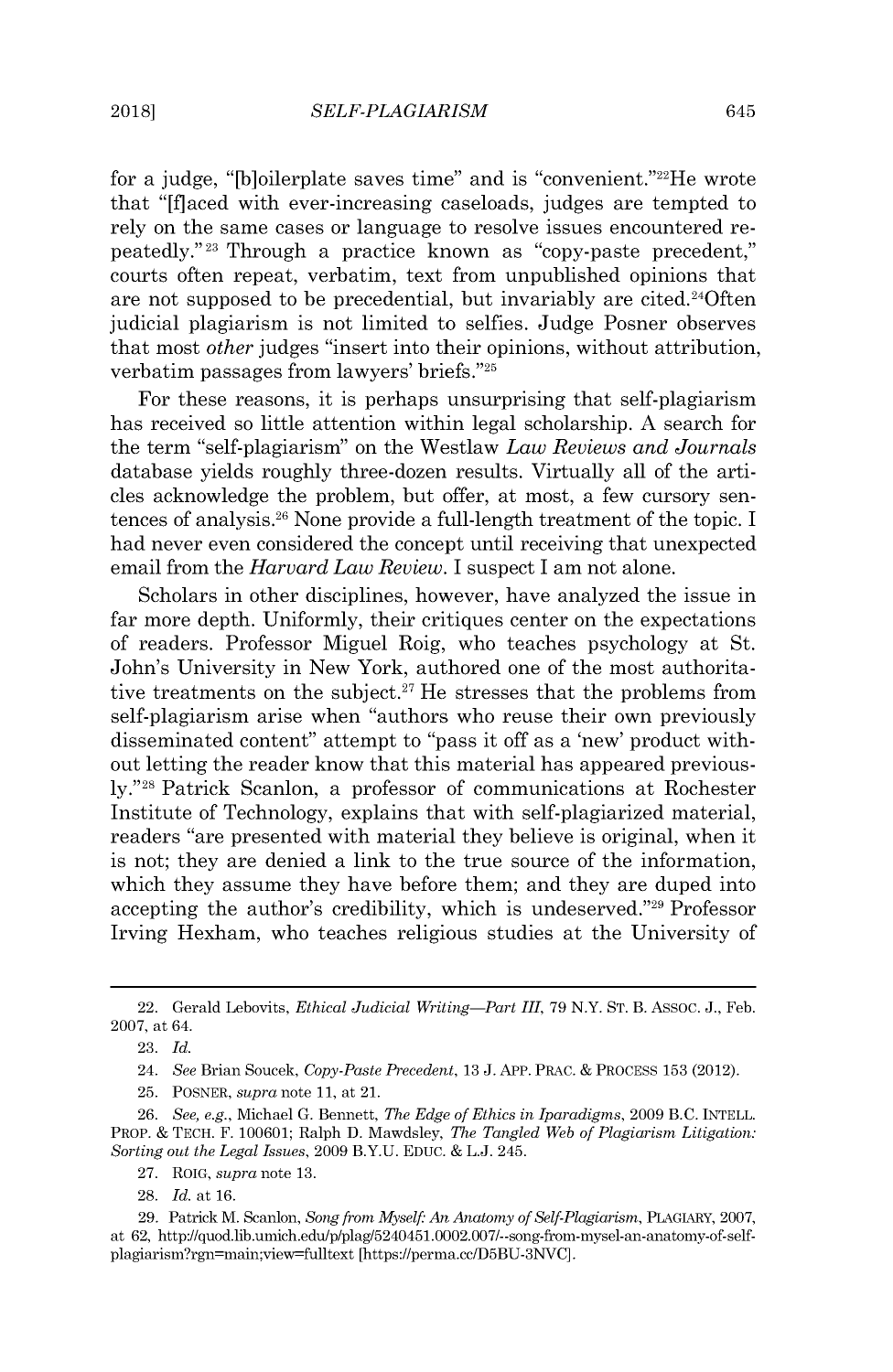for a judge, "[b]oilerplate saves time" and is "convenient."[22] He wrote that "[f]aced with ever-increasing caseloads, judges are tempted to rely on the same cases or language to resolve issues encountered repeatedly."[23] Through a practice known as "copy-paste precedent," courts often repeat, verbatim, text from unpublished opinions that are not supposed to be precedential, but invariably are cited.[24] Often judicial plagiarism is not limited to selfies. Judge Posner observes that most *other* judges "insert into their opinions, without attribution, verbatim passages from lawyers' briefs."[25]

For these reasons, it is perhaps unsurprising that self-plagiarism has received so little attention within legal scholarship. A search for the term "self-plagiarism" on the Westlaw *Law Reviews and Journals* database yields roughly three-dozen results. Virtually all of the articles acknowledge the problem, but offer, at most, a few cursory sentences of analysis.[26] None provide a full-length treatment of the topic. I had never even considered the concept until receiving that unexpected email from the *Harvard Law Review*. I suspect I am not alone.

Scholars in other disciplines, however, have analyzed the issue in far more depth. Uniformly, their critiques center on the expectations of readers. Professor Miguel Roig, who teaches psychology at St. John's University in New York, authored one of the most authoritative treatments on the subject.[27] He stresses that the problems from self-plagiarism arise when "authors who reuse their own previously disseminated content" attempt to "pass it off as a 'new' product without letting the reader know that this material has appeared previously."[28] Patrick Scanlon, a professor of communications at Rochester Institute of Technology, explains that with self-plagiarized material, readers "are presented with material they believe is original, when it is not; they are denied a link to the true source of the information, which they assume they have before them; and they are duped into accepting the author's credibility, which is undeserved."[29] Professor Irving Hexham, who teaches religious studies at the University of

---

22. Gerald Lebovits, *Ethical Judicial Writing—Part III*, 79 N.Y. ST. B. ASSOC. J., Feb. 2007, at 64.

23. *Id.*

24. *See* Brian Soucek, *Copy-Paste Precedent*, 13 J. APP. PRAC. & PROCESS 153 (2012).

25. POSNER, *supra* note 11, at 21.

26. *See, e.g.*, Michael G. Bennett, *The Edge of Ethics in Iparadigms*, 2009 B.C. INTELL. PROP. & TECH. F. 100601; Ralph D. Mawdsley, *The Tangled Web of Plagiarism Litigation: Sorting out the Legal Issues*, 2009 B.Y.U. EDUC. & L.J. 245.

27. ROIG, *supra* note 13.

28. *Id.* at 16.

29. Patrick M. Scanlon, *Song from Myself: An Anatomy of Self-Plagiarism*, PLAGIARY, 2007, at 62, http://quod.lib.umich.edu/p/plag/5240451.0002.007/--song-from-mysel-an-anatomy-of-self-plagiarism?rgn=main;view=fulltext [https://perma.cc/D5BU-3NVC].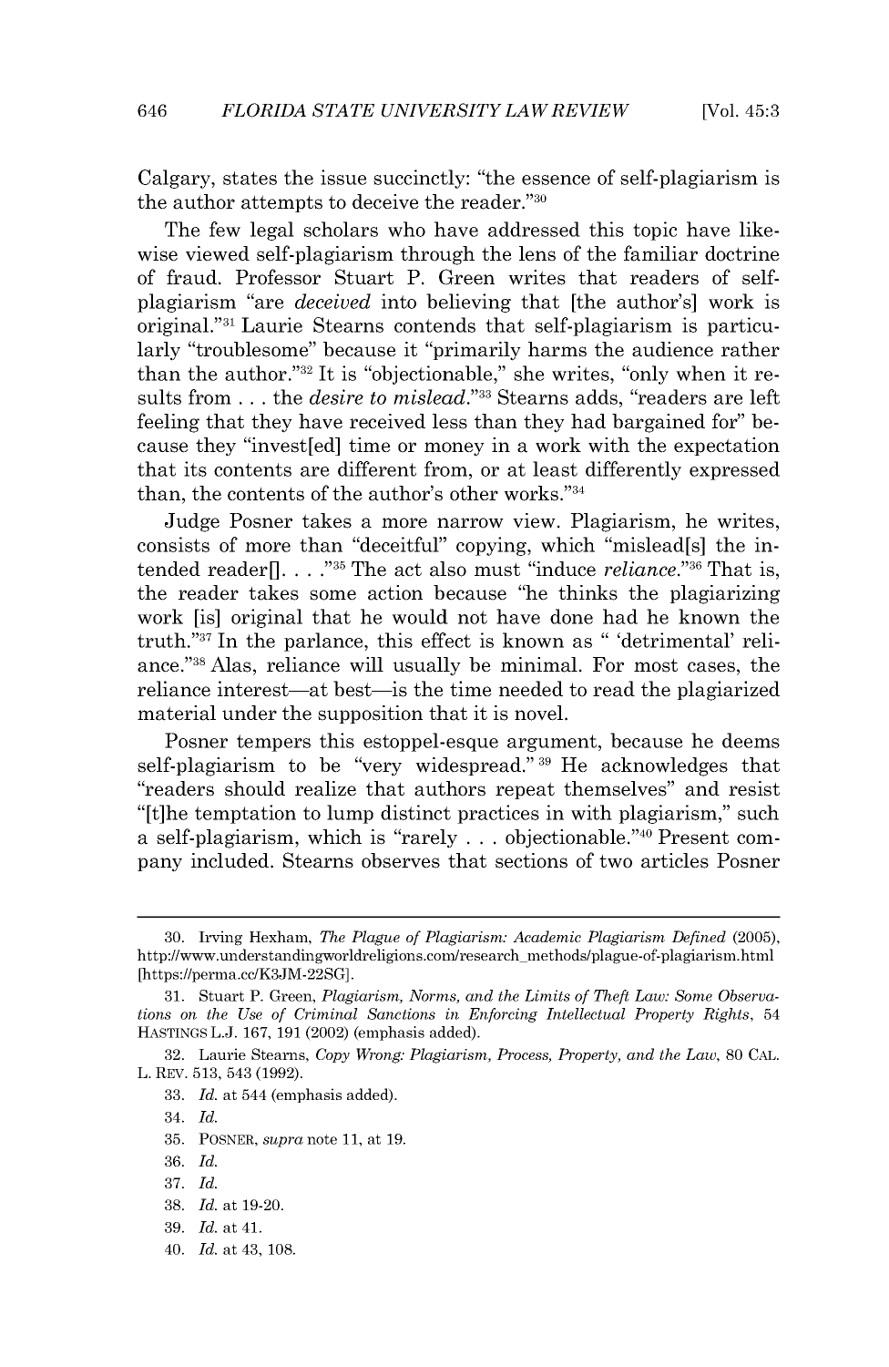Calgary, states the issue succinctly: "the essence of self-plagiarism is the author attempts to deceive the reader."[30]

The few legal scholars who have addressed this topic have likewise viewed self-plagiarism through the lens of the familiar doctrine of fraud. Professor Stuart P. Green writes that readers of self-plagiarism "are *deceived* into believing that [the author's] work is original."[31] Laurie Stearns contends that self-plagiarism is particularly "troublesome" because it "primarily harms the audience rather than the author."[32] It is "objectionable," she writes, "only when it results from . . . the *desire to mislead*."[33] Stearns adds, "readers are left feeling that they have received less than they had bargained for" because they "invest[ed] time or money in a work with the expectation that its contents are different from, or at least differently expressed than, the contents of the author's other works."[34]

Judge Posner takes a more narrow view. Plagiarism, he writes, consists of more than "deceitful" copying, which "mislead[s] the intended reader[]. . . ."[35] The act also must "induce *reliance*."[36] That is, the reader takes some action because "he thinks the plagiarizing work [is] original that he would not have done had he known the truth."[37] In the parlance, this effect is known as " 'detrimental' reliance."[38] Alas, reliance will usually be minimal. For most cases, the reliance interest—at best—is the time needed to read the plagiarized material under the supposition that it is novel.

Posner tempers this estoppel-esque argument, because he deems self-plagiarism to be "very widespread."[39] He acknowledges that "readers should realize that authors repeat themselves" and resist "[t]he temptation to lump distinct practices in with plagiarism," such a self-plagiarism, which is "rarely . . . objectionable."[40] Present company included. Stearns observes that sections of two articles Posner

---

30. Irving Hexham, *The Plague of Plagiarism: Academic Plagiarism Defined* (2005), http://www.understandingworldreligions.com/research_methods/plague-of-plagiarism.html [https://perma.cc/K3JM-22SG].

31. Stuart P. Green, *Plagiarism, Norms, and the Limits of Theft Law: Some Observations on the Use of Criminal Sanctions in Enforcing Intellectual Property Rights*, 54 HASTINGS L.J. 167, 191 (2002) (emphasis added).

32. Laurie Stearns, *Copy Wrong: Plagiarism, Process, Property, and the Law*, 80 CAL. L. REV. 513, 543 (1992).

33. *Id.* at 544 (emphasis added).

34. *Id.*

35. POSNER, *supra* note 11, at 19.

36. *Id.*

37. *Id.*

38. *Id.* at 19-20.

39. *Id.* at 41.

40. *Id.* at 43, 108.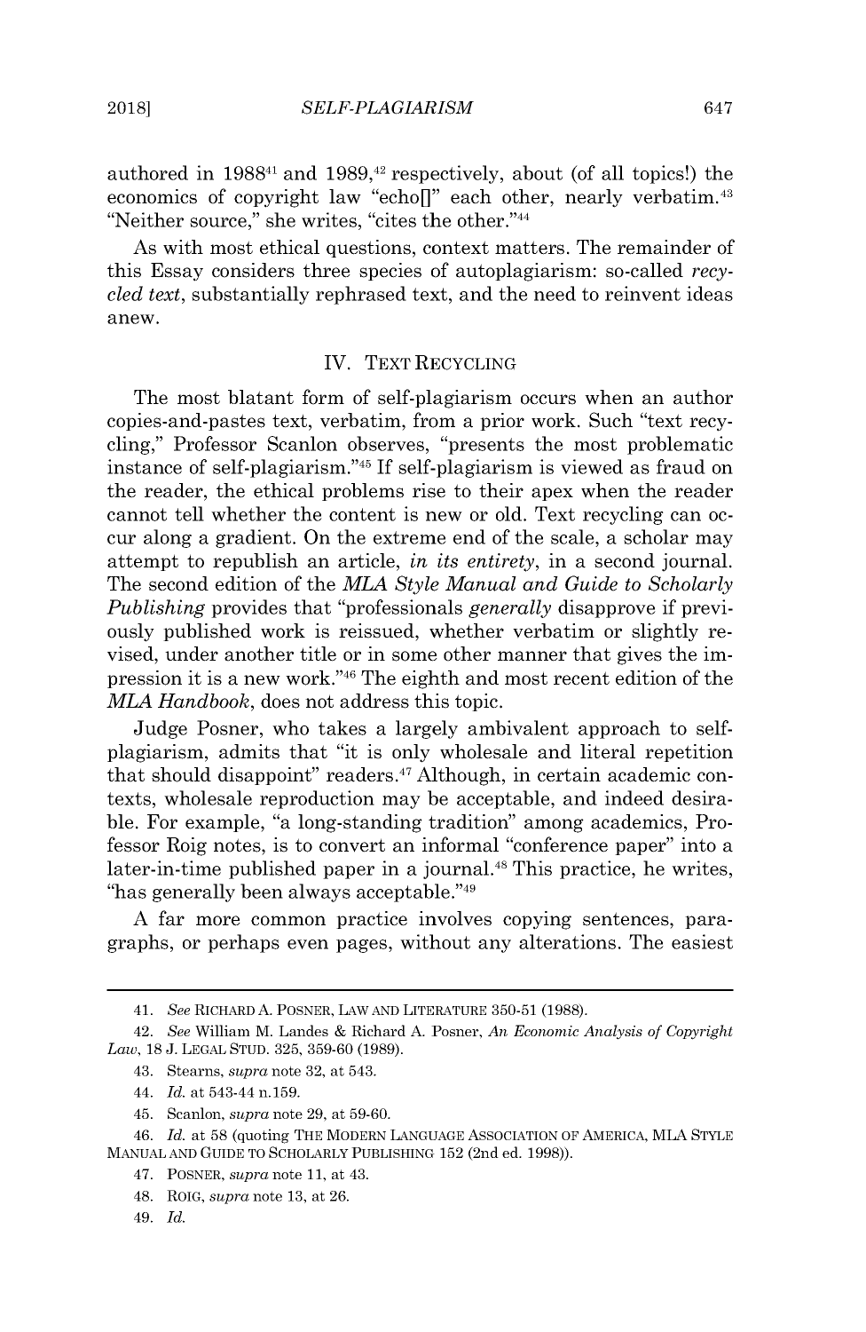authored in 1988[41] and 1989,[42] respectively, about (of all topics!) the economics of copyright law "echo[]" each other, nearly verbatim.[43] "Neither source," she writes, "cites the other."[44]

As with most ethical questions, context matters. The remainder of this Essay considers three species of autoplagiarism: so-called *recycled text*, substantially rephrased text, and the need to reinvent ideas anew.

## IV. TEXT RECYCLING

The most blatant form of self-plagiarism occurs when an author copies-and-pastes text, verbatim, from a prior work. Such "text recycling," Professor Scanlon observes, "presents the most problematic instance of self-plagiarism."[45] If self-plagiarism is viewed as fraud on the reader, the ethical problems rise to their apex when the reader cannot tell whether the content is new or old. Text recycling can occur along a gradient. On the extreme end of the scale, a scholar may attempt to republish an article, *in its entirety*, in a second journal. The second edition of the *MLA Style Manual and Guide to Scholarly Publishing* provides that "professionals *generally* disapprove if previously published work is reissued, whether verbatim or slightly revised, under another title or in some other manner that gives the impression it is a new work."[46] The eighth and most recent edition of the *MLA Handbook*, does not address this topic.

Judge Posner, who takes a largely ambivalent approach to self-plagiarism, admits that "it is only wholesale and literal repetition that should disappoint" readers.[47] Although, in certain academic contexts, wholesale reproduction may be acceptable, and indeed desirable. For example, "a long-standing tradition" among academics, Professor Roig notes, is to convert an informal "conference paper" into a later-in-time published paper in a journal.[48] This practice, he writes, "has generally been always acceptable."[49]

A far more common practice involves copying sentences, paragraphs, or perhaps even pages, without any alterations. The easiest

---

41. *See* RICHARD A. POSNER, LAW AND LITERATURE 350-51 (1988).

42. *See* William M. Landes & Richard A. Posner, *An Economic Analysis of Copyright Law*, 18 J. LEGAL STUD. 325, 359-60 (1989).

43. Stearns, *supra* note 32, at 543.

44. *Id.* at 543-44 n.159.

45. Scanlon, *supra* note 29, at 59-60.

46. *Id.* at 58 (quoting THE MODERN LANGUAGE ASSOCIATION OF AMERICA, MLA STYLE MANUAL AND GUIDE TO SCHOLARLY PUBLISHING 152 (2nd ed. 1998)).

47. POSNER, *supra* note 11, at 43.

48. ROIG, *supra* note 13, at 26.

49. *Id.*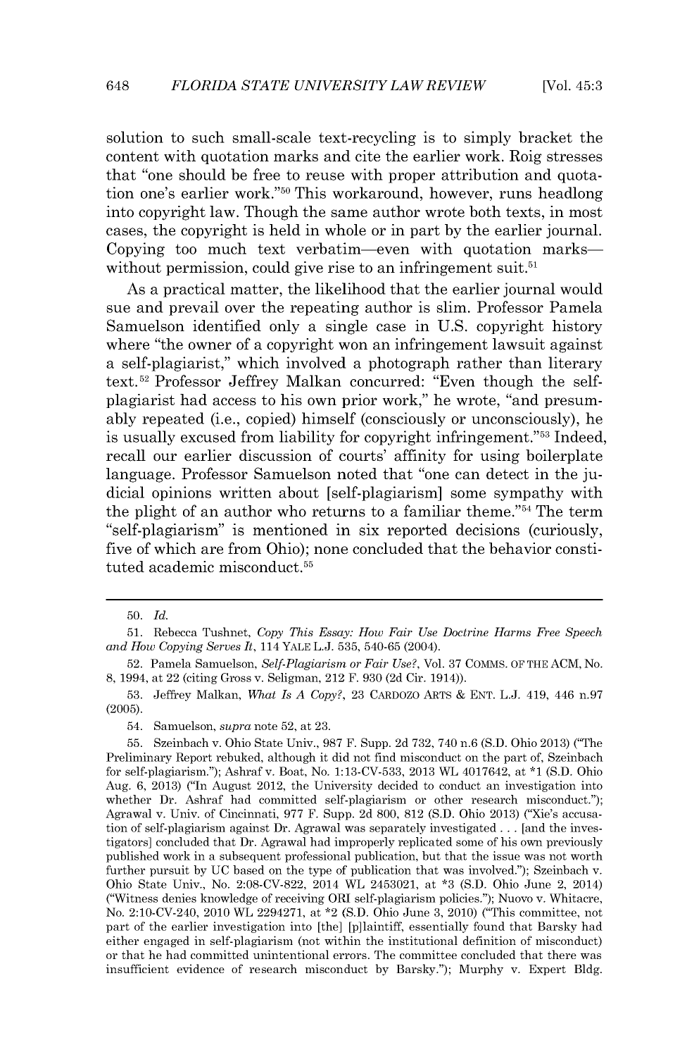solution to such small-scale text-recycling is to simply bracket the content with quotation marks and cite the earlier work. Roig stresses that "one should be free to reuse with proper attribution and quotation one's earlier work."[50] This workaround, however, runs headlong into copyright law. Though the same author wrote both texts, in most cases, the copyright is held in whole or in part by the earlier journal. Copying too much text verbatim—even with quotation marks—without permission, could give rise to an infringement suit.[51]

As a practical matter, the likelihood that the earlier journal would sue and prevail over the repeating author is slim. Professor Pamela Samuelson identified only a single case in U.S. copyright history where "the owner of a copyright won an infringement lawsuit against a self-plagiarist," which involved a photograph rather than literary text.[52] Professor Jeffrey Malkan concurred: "Even though the self-plagiarist had access to his own prior work," he wrote, "and presumably repeated (i.e., copied) himself (consciously or unconsciously), he is usually excused from liability for copyright infringement."[53] Indeed, recall our earlier discussion of courts' affinity for using boilerplate language. Professor Samuelson noted that "one can detect in the judicial opinions written about [self-plagiarism] some sympathy with the plight of an author who returns to a familiar theme."[54] The term "self-plagiarism" is mentioned in six reported decisions (curiously, five of which are from Ohio); none concluded that the behavior constituted academic misconduct.[55]

---

50. *Id.*

51. Rebecca Tushnet, *Copy This Essay: How Fair Use Doctrine Harms Free Speech and How Copying Serves It*, 114 YALE L.J. 535, 540-65 (2004).

52. Pamela Samuelson, *Self-Plagiarism or Fair Use?*, Vol. 37 COMMS. OF THE ACM, No. 8, 1994, at 22 (citing Gross v. Seligman, 212 F. 930 (2d Cir. 1914)).

53. Jeffrey Malkan, *What Is A Copy?*, 23 CARDOZO ARTS & ENT. L.J. 419, 446 n.97 (2005).

54. Samuelson, *supra* note 52, at 23.

55. Szeinbach v. Ohio State Univ., 987 F. Supp. 2d 732, 740 n.6 (S.D. Ohio 2013) ("The Preliminary Report rebuked, although it did not find misconduct on the part of, Szeinbach for self-plagiarism."); Ashraf v. Boat, No. 1:13-CV-533, 2013 WL 4017642, at *1 (S.D. Ohio Aug. 6, 2013) ("In August 2012, the University decided to conduct an investigation into whether Dr. Ashraf had committed self-plagiarism or other research misconduct."); Agrawal v. Univ. of Cincinnati, 977 F. Supp. 2d 800, 812 (S.D. Ohio 2013) ("Xie's accusation of self-plagiarism against Dr. Agrawal was separately investigated . . . [and the investigators] concluded that Dr. Agrawal had improperly replicated some of his own previously published work in a subsequent professional publication, but that the issue was not worth further pursuit by UC based on the type of publication that was involved."); Szeinbach v. Ohio State Univ., No. 2:08-CV-822, 2014 WL 2453021, at *3 (S.D. Ohio June 2, 2014) ("Witness denies knowledge of receiving ORI self-plagiarism policies."); Nuovo v. Whitacre, No. 2:10-CV-240, 2010 WL 2294271, at *2 (S.D. Ohio June 3, 2010) ("This committee, not part of the earlier investigation into [the] [p]laintiff, essentially found that Barsky had either engaged in self-plagiarism (not within the institutional definition of misconduct) or that he had committed unintentional errors. The committee concluded that there was insufficient evidence of research misconduct by Barsky."); Murphy v. Expert Bldg.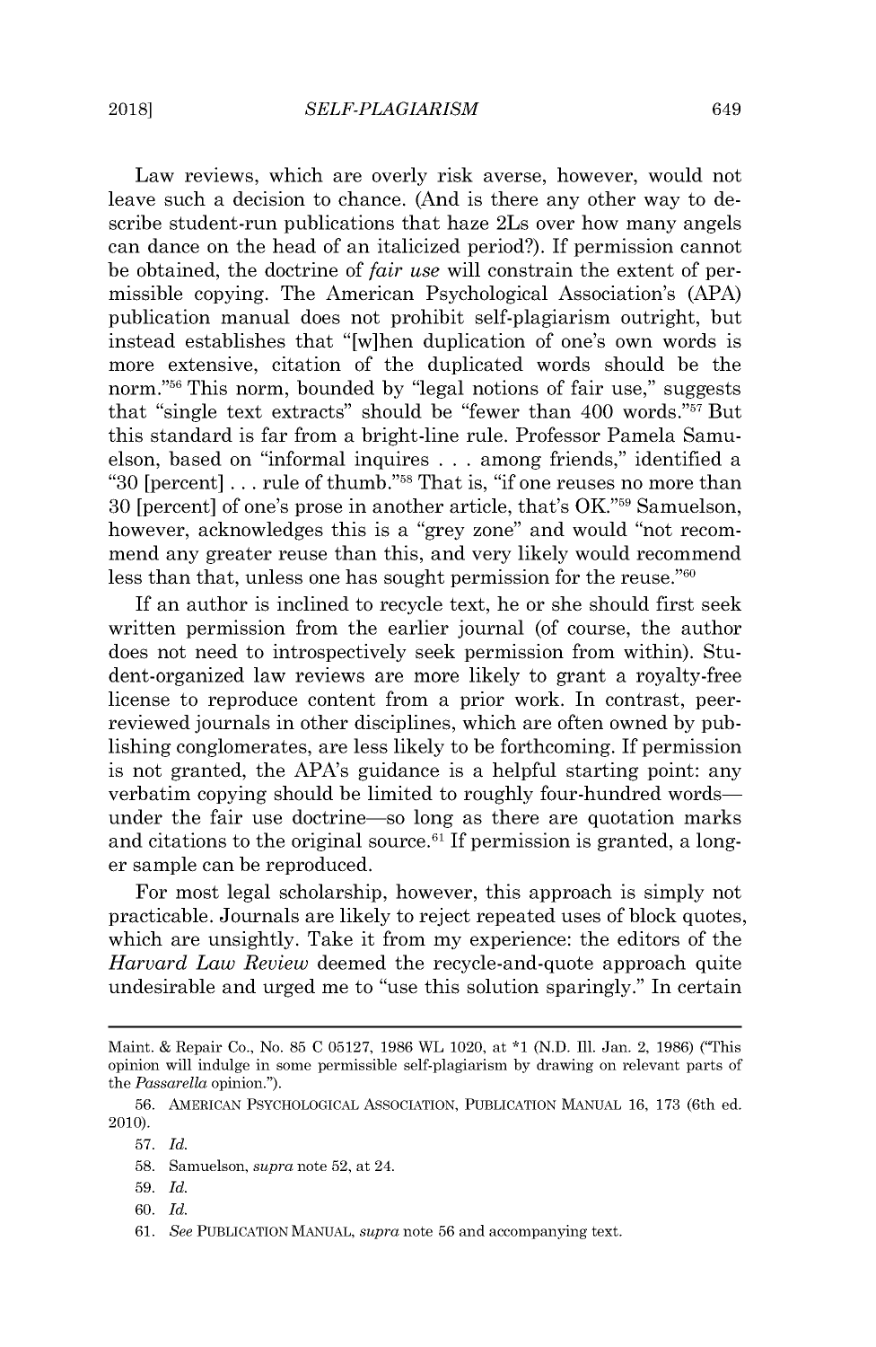Law reviews, which are overly risk averse, however, would not leave such a decision to chance. (And is there any other way to describe student-run publications that haze 2Ls over how many angels can dance on the head of an italicized period?). If permission cannot be obtained, the doctrine of *fair use* will constrain the extent of permissible copying. The American Psychological Association's (APA) publication manual does not prohibit self-plagiarism outright, but instead establishes that "[w]hen duplication of one's own words is more extensive, citation of the duplicated words should be the norm."[56] This norm, bounded by "legal notions of fair use," suggests that "single text extracts" should be "fewer than 400 words."[57] But this standard is far from a bright-line rule. Professor Pamela Samuelson, based on "informal inquires . . . among friends," identified a "30 [percent] . . . rule of thumb."[58] That is, "if one reuses no more than 30 [percent] of one's prose in another article, that's OK."[59] Samuelson, however, acknowledges this is a "grey zone" and would "not recommend any greater reuse than this, and very likely would recommend less than that, unless one has sought permission for the reuse."[60]

If an author is inclined to recycle text, he or she should first seek written permission from the earlier journal (of course, the author does not need to introspectively seek permission from within). Student-organized law reviews are more likely to grant a royalty-free license to reproduce content from a prior work. In contrast, peer-reviewed journals in other disciplines, which are often owned by publishing conglomerates, are less likely to be forthcoming. If permission is not granted, the APA's guidance is a helpful starting point: any verbatim copying should be limited to roughly four-hundred words—under the fair use doctrine—so long as there are quotation marks and citations to the original source.[61] If permission is granted, a longer sample can be reproduced.

For most legal scholarship, however, this approach is simply not practicable. Journals are likely to reject repeated uses of block quotes, which are unsightly. Take it from my experience: the editors of the *Harvard Law Review* deemed the recycle-and-quote approach quite undesirable and urged me to "use this solution sparingly." In certain

---

Maint. & Repair Co., No. 85 C 05127, 1986 WL 1020, at *1 (N.D. Ill. Jan. 2, 1986) ("This opinion will indulge in some permissible self-plagiarism by drawing on relevant parts of the *Passarella* opinion.").

56. AMERICAN PSYCHOLOGICAL ASSOCIATION, PUBLICATION MANUAL 16, 173 (6th ed. 2010).

57. *Id.*

58. Samuelson, *supra* note 52, at 24.

59. *Id.*

60. *Id.*

61. *See* PUBLICATION MANUAL, *supra* note 56 and accompanying text.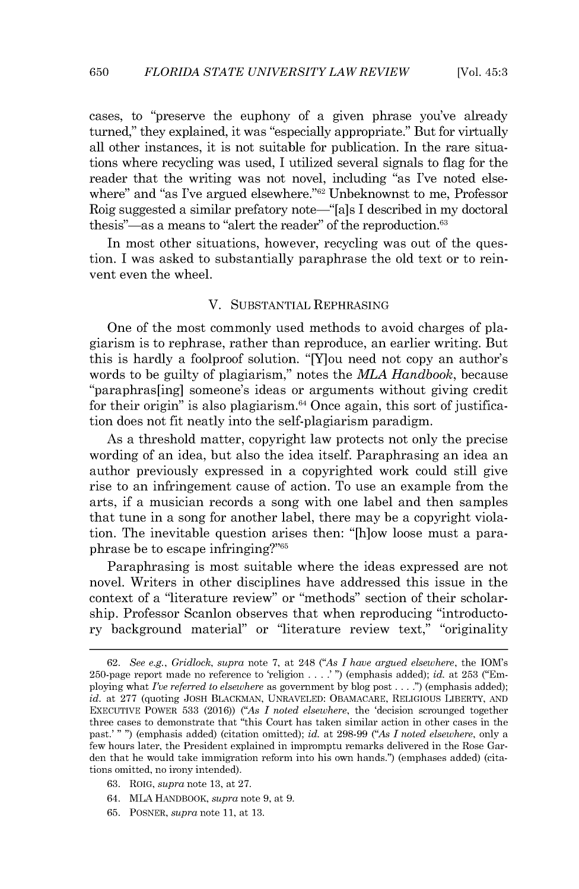cases, to "preserve the euphony of a given phrase you've already turned," they explained, it was "especially appropriate." But for virtually all other instances, it is not suitable for publication. In the rare situations where recycling was used, I utilized several signals to flag for the reader that the writing was not novel, including "as I've noted elsewhere" and "as I've argued elsewhere."[62] Unbeknownst to me, Professor Roig suggested a similar prefatory note—"[a]s I described in my doctoral thesis"—as a means to "alert the reader" of the reproduction.[63]

In most other situations, however, recycling was out of the question. I was asked to substantially paraphrase the old text or to reinvent even the wheel.

## V. SUBSTANTIAL REPHRASING

One of the most commonly used methods to avoid charges of plagiarism is to rephrase, rather than reproduce, an earlier writing. But this is hardly a foolproof solution. "[Y]ou need not copy an author's words to be guilty of plagiarism," notes the *MLA Handbook*, because "paraphras[ing] someone's ideas or arguments without giving credit for their origin" is also plagiarism.[64] Once again, this sort of justification does not fit neatly into the self-plagiarism paradigm.

As a threshold matter, copyright law protects not only the precise wording of an idea, but also the idea itself. Paraphrasing an idea an author previously expressed in a copyrighted work could still give rise to an infringement cause of action. To use an example from the arts, if a musician records a song with one label and then samples that tune in a song for another label, there may be a copyright violation. The inevitable question arises then: "[h]ow loose must a paraphrase be to escape infringing?"[65]

Paraphrasing is most suitable where the ideas expressed are not novel. Writers in other disciplines have addressed this issue in the context of a "literature review" or "methods" section of their scholarship. Professor Scanlon observes that when reproducing "introductory background material" or "literature review text," "originality

---

62. *See e.g.*, *Gridlock*, *supra* note 7, at 248 ("*As I have argued elsewhere*, the IOM's 250-page report made no reference to 'religion . . . .' ") (emphasis added); *id.* at 253 ("Employing what *I've referred to elsewhere* as government by blog post . . . .") (emphasis added); *id.* at 277 (quoting JOSH BLACKMAN, UNRAVELED: OBAMACARE, RELIGIOUS LIBERTY, AND EXECUTIVE POWER 533 (2016)) ("*As I noted elsewhere*, the 'decision scrounged together three cases to demonstrate that "this Court has taken similar action in other cases in the past.' " ") (emphasis added) (citation omitted); *id.* at 298-99 ("*As I noted elsewhere*, only a few hours later, the President explained in impromptu remarks delivered in the Rose Garden that he would take immigration reform into his own hands.") (emphases added) (citations omitted, no irony intended).

63. ROIG, *supra* note 13, at 27.

64. MLA HANDBOOK, *supra* note 9, at 9.

65. POSNER, *supra* note 11, at 13.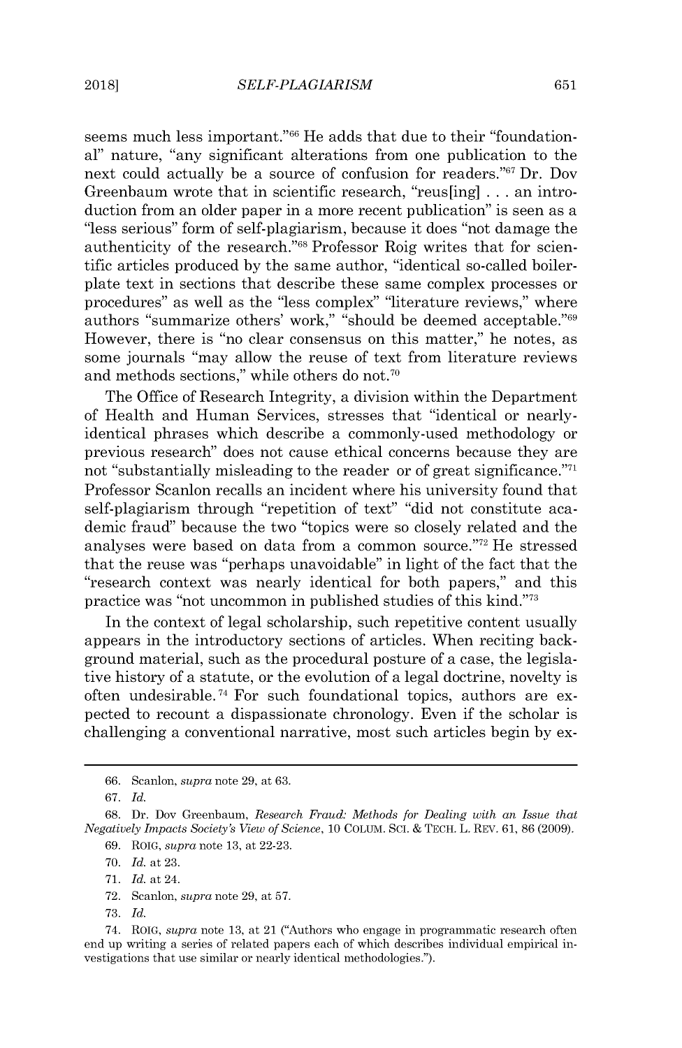seems much less important."[66] He adds that due to their "foundational" nature, "any significant alterations from one publication to the next could actually be a source of confusion for readers."[67] Dr. Dov Greenbaum wrote that in scientific research, "reus[ing] . . . an introduction from an older paper in a more recent publication" is seen as a "less serious" form of self-plagiarism, because it does "not damage the authenticity of the research."[68] Professor Roig writes that for scientific articles produced by the same author, "identical so-called boilerplate text in sections that describe these same complex processes or procedures" as well as the "less complex" "literature reviews," where authors "summarize others' work," "should be deemed acceptable."[69] However, there is "no clear consensus on this matter," he notes, as some journals "may allow the reuse of text from literature reviews and methods sections," while others do not.[70]

The Office of Research Integrity, a division within the Department of Health and Human Services, stresses that "identical or nearly-identical phrases which describe a commonly-used methodology or previous research" does not cause ethical concerns because they are not "substantially misleading to the reader or of great significance."[71] Professor Scanlon recalls an incident where his university found that self-plagiarism through "repetition of text" "did not constitute academic fraud" because the two "topics were so closely related and the analyses were based on data from a common source."[72] He stressed that the reuse was "perhaps unavoidable" in light of the fact that the "research context was nearly identical for both papers," and this practice was "not uncommon in published studies of this kind."[73]

In the context of legal scholarship, such repetitive content usually appears in the introductory sections of articles. When reciting background material, such as the procedural posture of a case, the legislative history of a statute, or the evolution of a legal doctrine, novelty is often undesirable.[74] For such foundational topics, authors are expected to recount a dispassionate chronology. Even if the scholar is challenging a conventional narrative, most such articles begin by ex-

---

66. Scanlon, *supra* note 29, at 63.

67. *Id.*

68. Dr. Dov Greenbaum, *Research Fraud: Methods for Dealing with an Issue that Negatively Impacts Society's View of Science*, 10 COLUM. SCI. & TECH. L. REV. 61, 86 (2009).

69. ROIG, *supra* note 13, at 22-23.

70. *Id.* at 23.

71. *Id.* at 24.

72. Scanlon, *supra* note 29, at 57.

73. *Id.*

74. ROIG, *supra* note 13, at 21 ("Authors who engage in programmatic research often end up writing a series of related papers each of which describes individual empirical investigations that use similar or nearly identical methodologies.").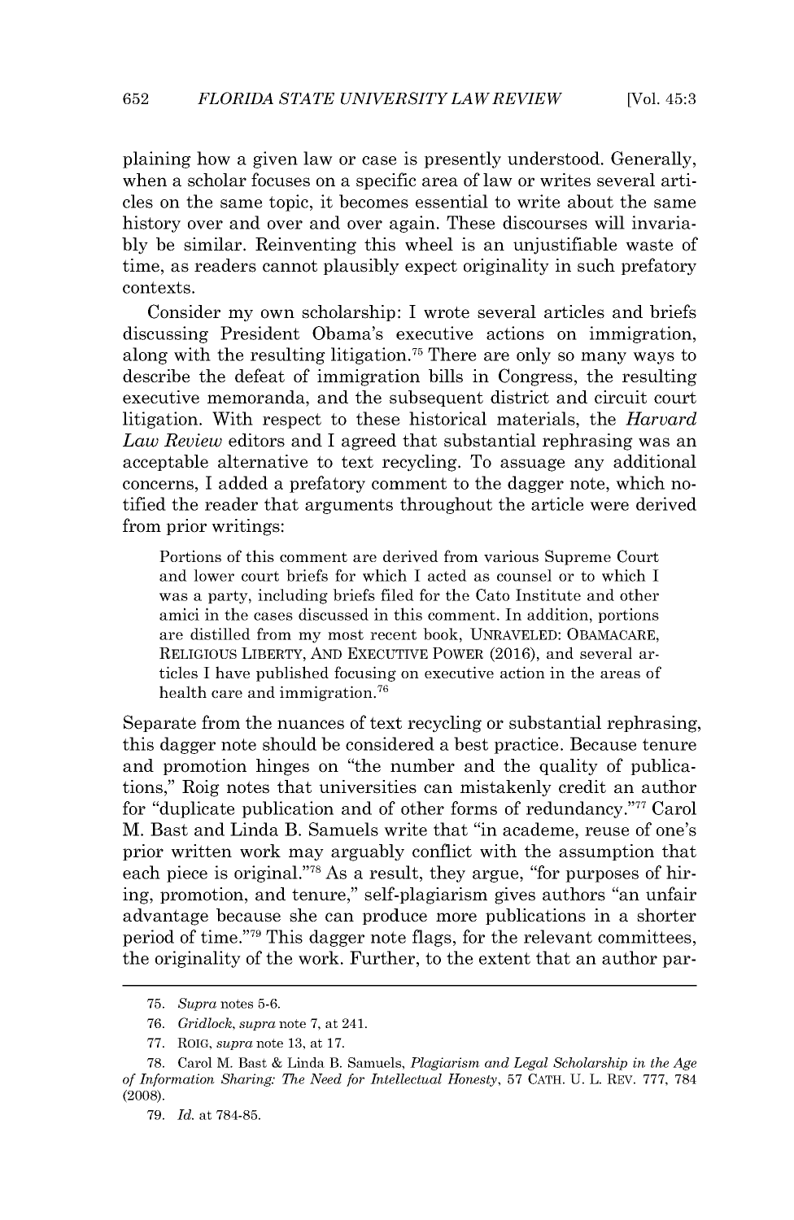plaining how a given law or case is presently understood. Generally, when a scholar focuses on a specific area of law or writes several articles on the same topic, it becomes essential to write about the same history over and over and over again. These discourses will invariably be similar. Reinventing this wheel is an unjustifiable waste of time, as readers cannot plausibly expect originality in such prefatory contexts.

Consider my own scholarship: I wrote several articles and briefs discussing President Obama's executive actions on immigration, along with the resulting litigation.[75] There are only so many ways to describe the defeat of immigration bills in Congress, the resulting executive memoranda, and the subsequent district and circuit court litigation. With respect to these historical materials, the *Harvard Law Review* editors and I agreed that substantial rephrasing was an acceptable alternative to text recycling. To assuage any additional concerns, I added a prefatory comment to the dagger note, which notified the reader that arguments throughout the article were derived from prior writings:

> Portions of this comment are derived from various Supreme Court and lower court briefs for which I acted as counsel or to which I was a party, including briefs filed for the Cato Institute and other amici in the cases discussed in this comment. In addition, portions are distilled from my most recent book, UNRAVELED: OBAMACARE, RELIGIOUS LIBERTY, AND EXECUTIVE POWER (2016), and several articles I have published focusing on executive action in the areas of health care and immigration.[76]

Separate from the nuances of text recycling or substantial rephrasing, this dagger note should be considered a best practice. Because tenure and promotion hinges on "the number and the quality of publications," Roig notes that universities can mistakenly credit an author for "duplicate publication and of other forms of redundancy."[77] Carol M. Bast and Linda B. Samuels write that "in academe, reuse of one's prior written work may arguably conflict with the assumption that each piece is original."[78] As a result, they argue, "for purposes of hiring, promotion, and tenure," self-plagiarism gives authors "an unfair advantage because she can produce more publications in a shorter period of time."[79] This dagger note flags, for the relevant committees, the originality of the work. Further, to the extent that an author par-

---

75. *Supra* notes 5-6.

76. *Gridlock*, *supra* note 7, at 241.

77. ROIG, *supra* note 13, at 17.

78. Carol M. Bast & Linda B. Samuels, *Plagiarism and Legal Scholarship in the Age of Information Sharing: The Need for Intellectual Honesty*, 57 CATH. U. L. REV. 777, 784 (2008).

79. *Id.* at 784-85.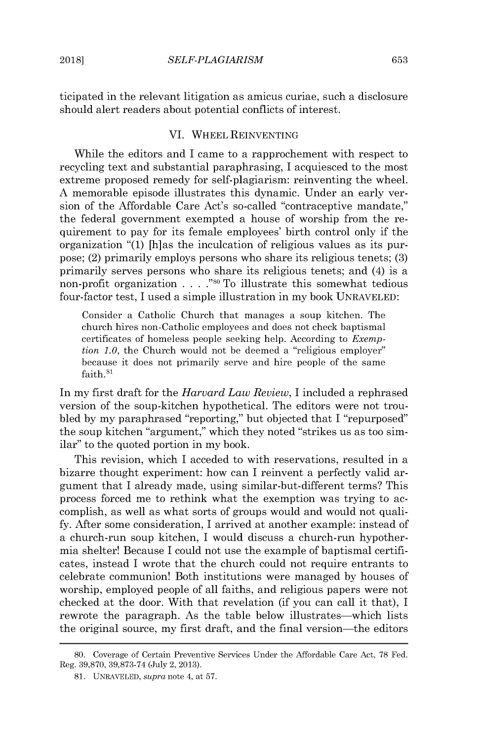ticipated in the relevant litigation as amicus curiae, such a disclosure should alert readers about potential conflicts of interest.

## VI. WHEEL REINVENTING

While the editors and I came to a rapprochement with respect to recycling text and substantial paraphrasing, I acquiesced to the most extreme proposed remedy for self-plagiarism: reinventing the wheel. A memorable episode illustrates this dynamic. Under an early version of the Affordable Care Act's so-called "contraceptive mandate," the federal government exempted a house of worship from the requirement to pay for its female employees' birth control only if the organization "(1) [h]as the inculcation of religious values as its purpose; (2) primarily employs persons who share its religious tenets; (3) primarily serves persons who share its religious tenets; and (4) is a non-profit organization . . . ."[80] To illustrate this somewhat tedious four-factor test, I used a simple illustration in my book UNRAVELED:

> Consider a Catholic Church that manages a soup kitchen. The church hires non-Catholic employees and does not check baptismal certificates of homeless people seeking help. According to *Exemption 1.0*, the Church would not be deemed a "religious employer" because it does not primarily serve and hire people of the same faith.[81]

In my first draft for the *Harvard Law Review*, I included a rephrased version of the soup-kitchen hypothetical. The editors were not troubled by my paraphrased "reporting," but objected that I "repurposed" the soup kitchen "argument," which they noted "strikes us as too similar" to the quoted portion in my book.

This revision, which I acceded to with reservations, resulted in a bizarre thought experiment: how can I reinvent a perfectly valid argument that I already made, using similar-but-different terms? This process forced me to rethink what the exemption was trying to accomplish, as well as what sorts of groups would and would not qualify. After some consideration, I arrived at another example: instead of a church-run soup kitchen, I would discuss a church-run hypothermia shelter! Because I could not use the example of baptismal certificates, instead I wrote that the church could not require entrants to celebrate communion! Both institutions were managed by houses of worship, employed people of all faiths, and religious papers were not checked at the door. With that revelation (if you can call it that), I rewrote the paragraph. As the table below illustrates—which lists the original source, my first draft, and the final version—the editors

80. Coverage of Certain Preventive Services Under the Affordable Care Act, 78 Fed. Reg. 39,870, 39,873-74 (July 2, 2013).

81. UNRAVELED, *supra* note 4, at 57.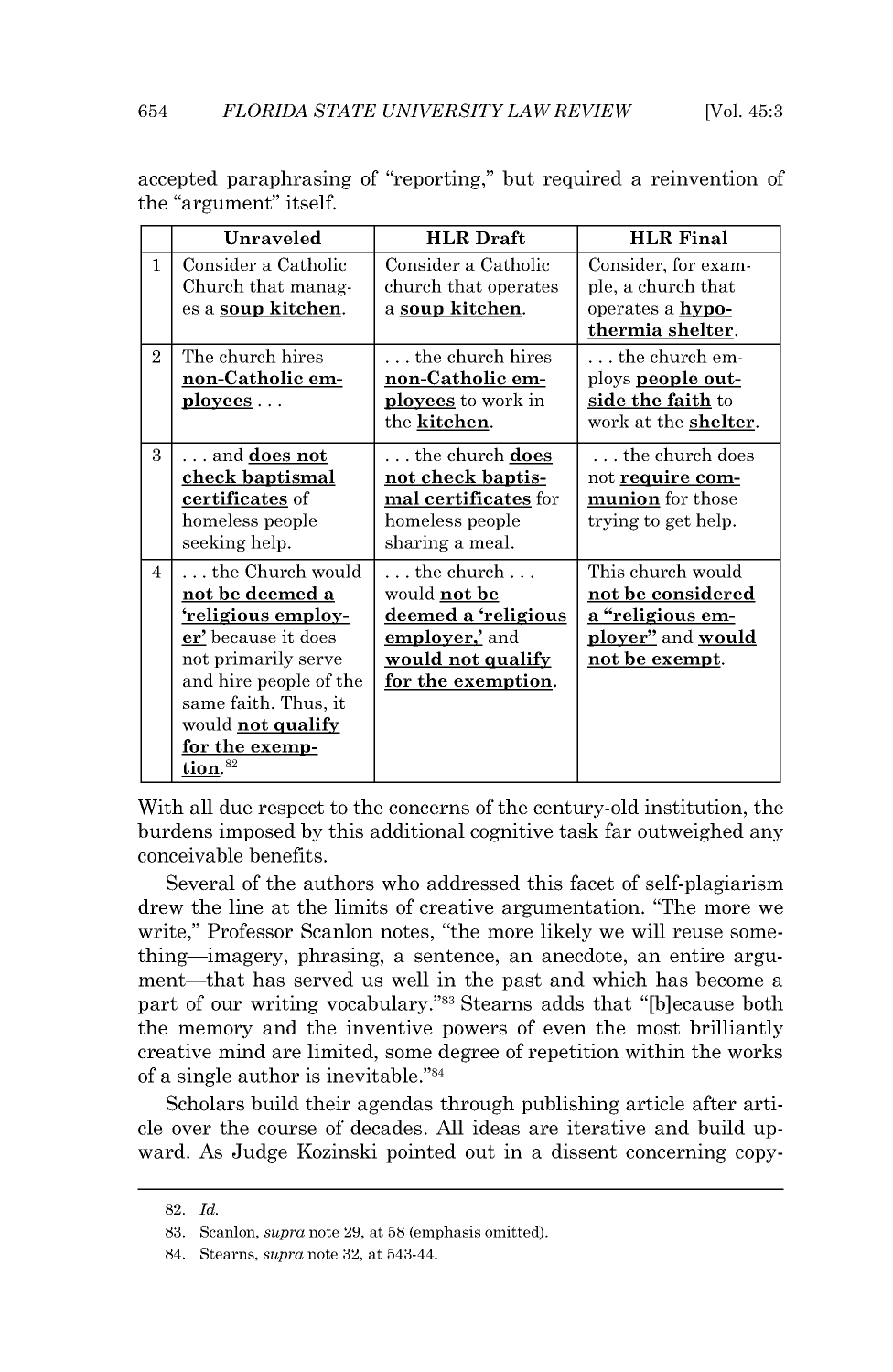accepted paraphrasing of "reporting," but required a reinvention of the "argument" itself.

| | Unraveled | HLR Draft | HLR Final |
|---|---|---|---|
| 1 | Consider a Catholic Church that manages a **soup kitchen**. | Consider a Catholic church that operates a **soup kitchen**. | Consider, for example, a church that operates a **hypothermia shelter**. |
| 2 | The church hires **non-Catholic employees** . . . | . . . the church hires **non-Catholic employees** to work in the **kitchen**. | . . . the church employs **people outside the faith** to work at the **shelter**. |
| 3 | . . . and **does not check baptismal certificates** of homeless people seeking help. | . . . the church **does not check baptismal certificates** for homeless people sharing a meal. | . . . the church does not **require communion** for those trying to get help. |
| 4 | . . . the Church would **not be deemed a 'religious employer'** because it does not primarily serve and hire people of the same faith. Thus, it would **not qualify for the exemption**.[82] | . . . the church . . . would **not be deemed a 'religious employer,'** and **would not qualify for the exemption**. | This church would **not be considered a "religious employer"** and **would not be exempt**. |

With all due respect to the concerns of the century-old institution, the burdens imposed by this additional cognitive task far outweighed any conceivable benefits.

Several of the authors who addressed this facet of self-plagiarism drew the line at the limits of creative argumentation. "The more we write," Professor Scanlon notes, "the more likely we will reuse something—imagery, phrasing, a sentence, an anecdote, an entire argument—that has served us well in the past and which has become a part of our writing vocabulary."[83] Stearns adds that "[b]ecause both the memory and the inventive powers of even the most brilliantly creative mind are limited, some degree of repetition within the works of a single author is inevitable."[84]

Scholars build their agendas through publishing article after article over the course of decades. All ideas are iterative and build upward. As Judge Kozinski pointed out in a dissent concerning copy-

---

82. *Id.*

83. Scanlon, *supra* note 29, at 58 (emphasis omitted).

84. Stearns, *supra* note 32, at 543-44.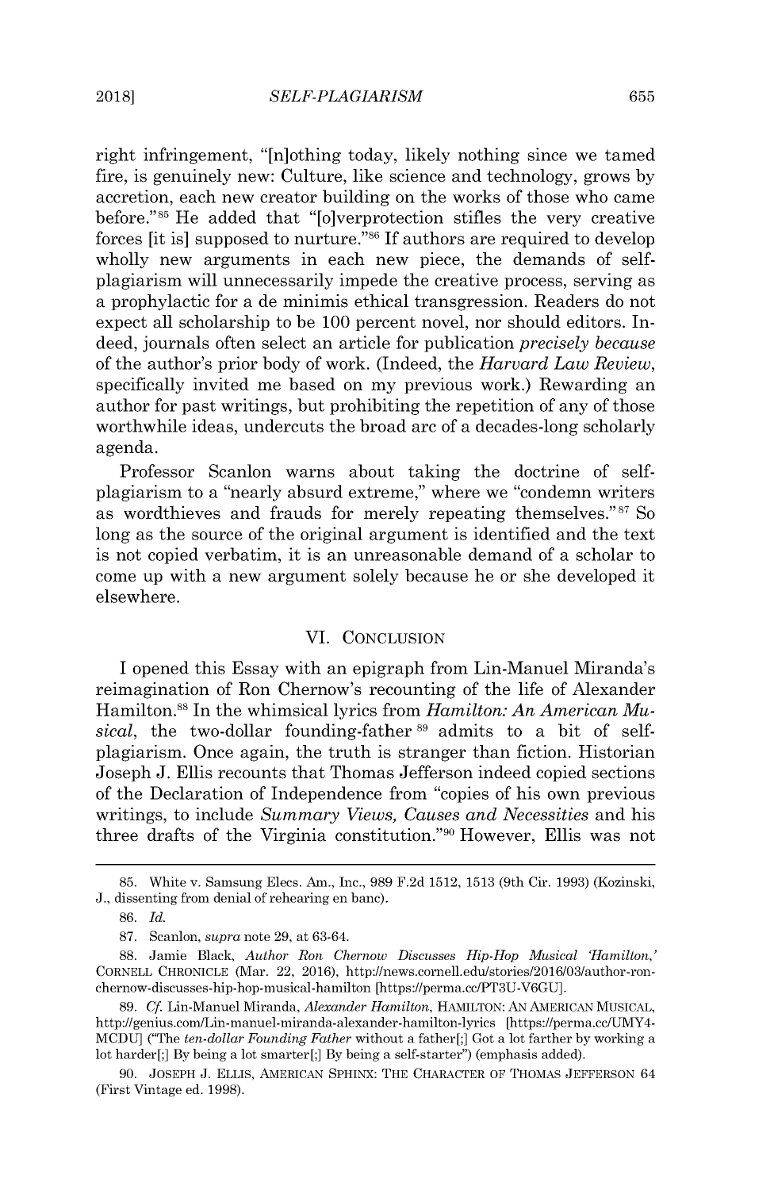right infringement, "[n]othing today, likely nothing since we tamed fire, is genuinely new: Culture, like science and technology, grows by accretion, each new creator building on the works of those who came before."[85] He added that "[o]verprotection stifles the very creative forces [it is] supposed to nurture."[86] If authors are required to develop wholly new arguments in each new piece, the demands of self-plagiarism will unnecessarily impede the creative process, serving as a prophylactic for a de minimis ethical transgression. Readers do not expect all scholarship to be 100 percent novel, nor should editors. Indeed, journals often select an article for publication *precisely because* of the author's prior body of work. (Indeed, the *Harvard Law Review*, specifically invited me based on my previous work.) Rewarding an author for past writings, but prohibiting the repetition of any of those worthwhile ideas, undercuts the broad arc of a decades-long scholarly agenda.

Professor Scanlon warns about taking the doctrine of self-plagiarism to a "nearly absurd extreme," where we "condemn writers as wordthieves and frauds for merely repeating themselves."[87] So long as the source of the original argument is identified and the text is not copied verbatim, it is an unreasonable demand of a scholar to come up with a new argument solely because he or she developed it elsewhere.

## VI. CONCLUSION

I opened this Essay with an epigraph from Lin-Manuel Miranda's reimagination of Ron Chernow's recounting of the life of Alexander Hamilton.[88] In the whimsical lyrics from *Hamilton: An American Musical*, the two-dollar founding-father[89] admits to a bit of self-plagiarism. Once again, the truth is stranger than fiction. Historian Joseph J. Ellis recounts that Thomas Jefferson indeed copied sections of the Declaration of Independence from "copies of his own previous writings, to include *Summary Views, Causes and Necessities* and his three drafts of the Virginia constitution."[90] However, Ellis was not

---

85. White v. Samsung Elecs. Am., Inc., 989 F.2d 1512, 1513 (9th Cir. 1993) (Kozinski, J., dissenting from denial of rehearing en banc).

86. *Id.*

87. Scanlon, *supra* note 29, at 63-64.

88. Jamie Black, *Author Ron Chernow Discusses Hip-Hop Musical 'Hamilton,'* CORNELL CHRONICLE (Mar. 22, 2016), http://news.cornell.edu/stories/2016/03/author-ron-chernow-discusses-hip-hop-musical-hamilton [https://perma.cc/PT3U-V6GU].

89. *Cf.* Lin-Manuel Miranda, *Alexander Hamilton*, HAMILTON: AN AMERICAN MUSICAL, http://genius.com/Lin-manuel-miranda-alexander-hamilton-lyrics [https://perma.cc/UMY4-MCDU] ("The *ten-dollar Founding Father* without a father[;] Got a lot farther by working a lot harder[;] By being a lot smarter[;] By being a self-starter") (emphasis added).

90. JOSEPH J. ELLIS, AMERICAN SPHINX: THE CHARACTER OF THOMAS JEFFERSON 64 (First Vintage ed. 1998).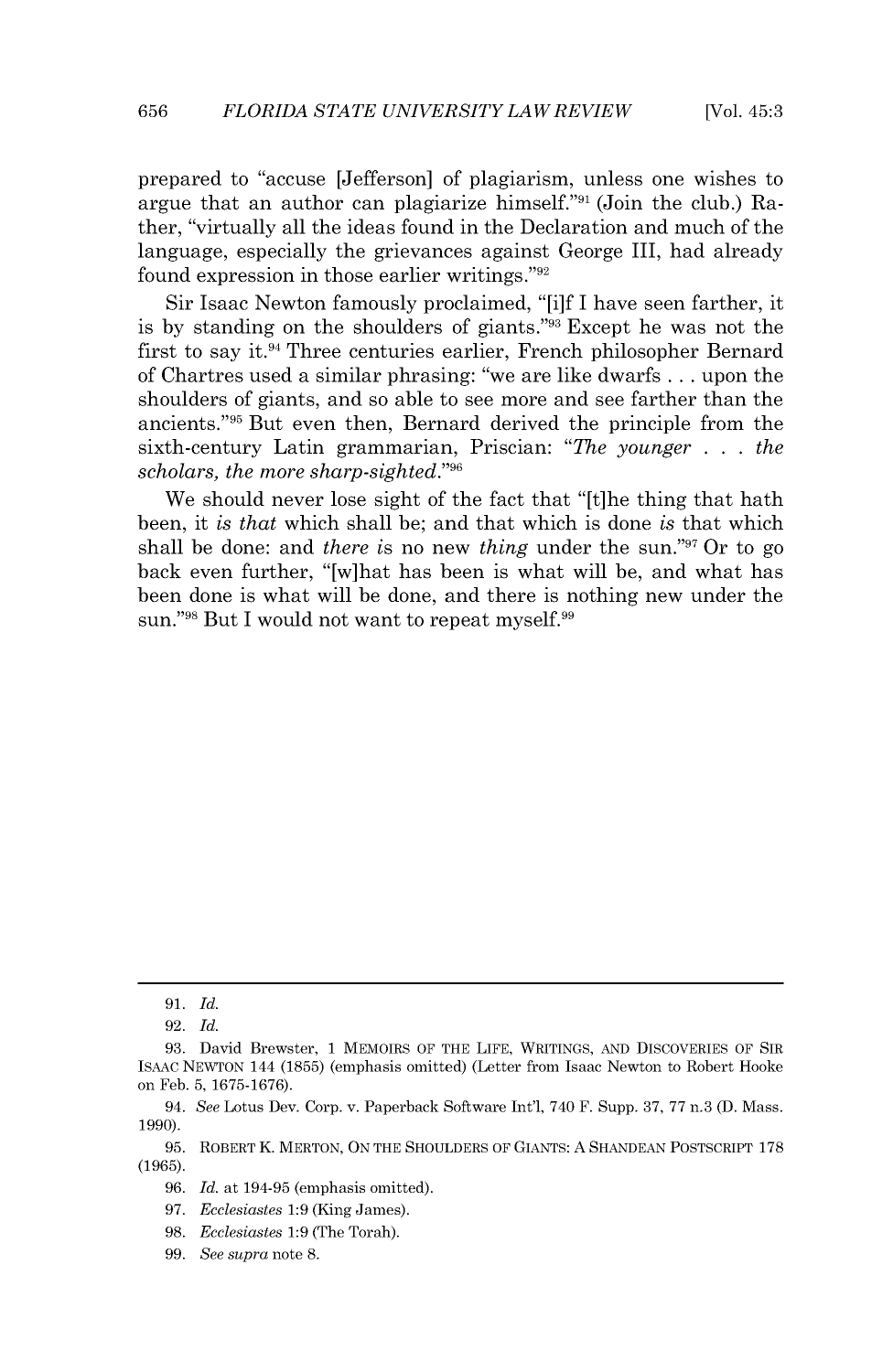prepared to "accuse [Jefferson] of plagiarism, unless one wishes to argue that an author can plagiarize himself."[91] (Join the club.) Rather, "virtually all the ideas found in the Declaration and much of the language, especially the grievances against George III, had already found expression in those earlier writings."[92]

Sir Isaac Newton famously proclaimed, "[i]f I have seen farther, it is by standing on the shoulders of giants."[93] Except he was not the first to say it.[94] Three centuries earlier, French philosopher Bernard of Chartres used a similar phrasing: "we are like dwarfs . . . upon the shoulders of giants, and so able to see more and see farther than the ancients."[95] But even then, Bernard derived the principle from the sixth-century Latin grammarian, Priscian: "*The younger . . . the scholars, the more sharp-sighted*."[96]

We should never lose sight of the fact that "[t]he thing that hath been, it *is that* which shall be; and that which is done *is* that which shall be done: and *there is* no new *thing* under the sun."[97] Or to go back even further, "[w]hat has been is what will be, and what has been done is what will be done, and there is nothing new under the sun."[98] But I would not want to repeat myself.[99]

---

91. *Id.*

92. *Id.*

93. David Brewster, 1 MEMOIRS OF THE LIFE, WRITINGS, AND DISCOVERIES OF SIR ISAAC NEWTON 144 (1855) (emphasis omitted) (Letter from Isaac Newton to Robert Hooke on Feb. 5, 1675-1676).

94. *See* Lotus Dev. Corp. v. Paperback Software Int'l, 740 F. Supp. 37, 77 n.3 (D. Mass. 1990).

95. ROBERT K. MERTON, ON THE SHOULDERS OF GIANTS: A SHANDEAN POSTSCRIPT 178 (1965).

96. *Id.* at 194-95 (emphasis omitted).

97. *Ecclesiastes* 1:9 (King James).

98. *Ecclesiastes* 1:9 (The Torah).

99. *See supra* note 8.